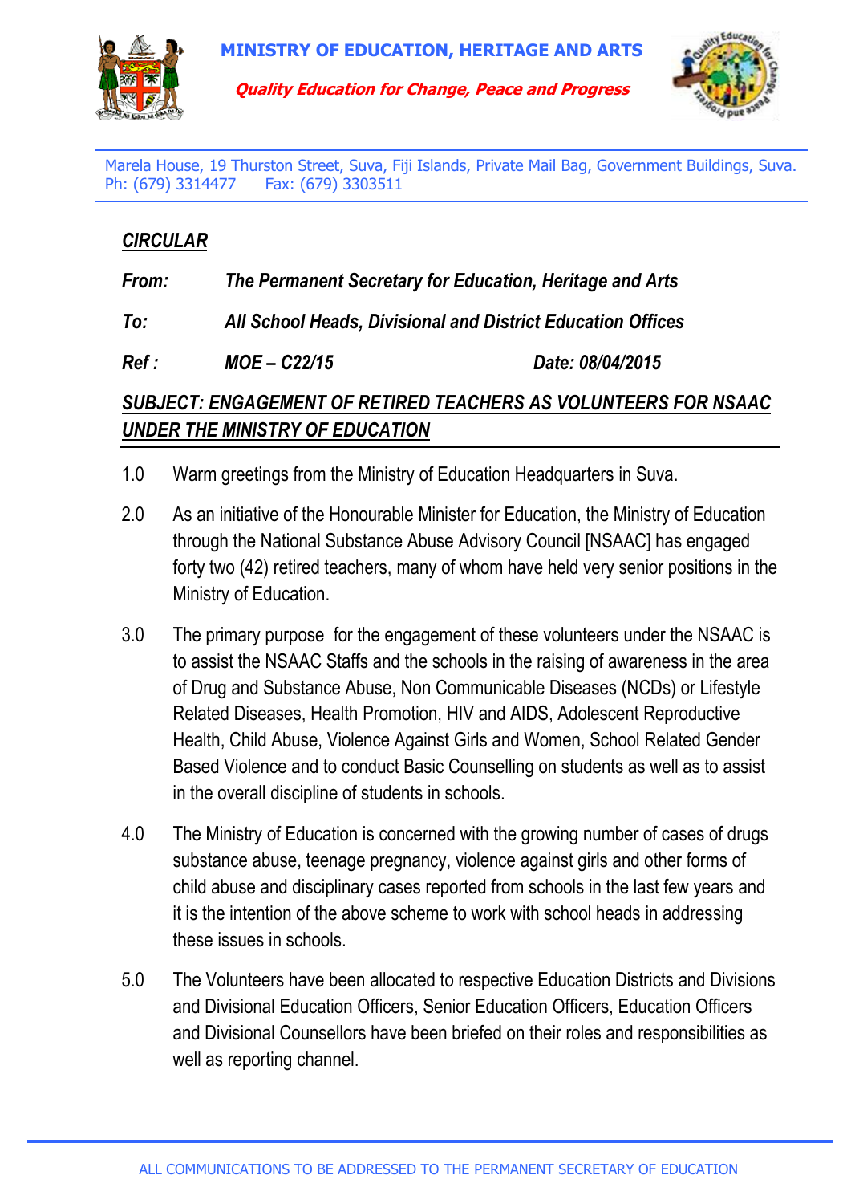**MINISTRY OF EDUCATION, HERITAGE AND ARTS**

***Quality Education for Change, Peace and Progress***

Marela House, 19 Thurston Street, Suva, Fiji Islands, Private Mail Bag, Government Buildings, Suva.
Ph: (679) 3314477 Fax: (679) 3303511

***CIRCULAR***

***From:*** ***The Permanent Secretary for Education, Heritage and Arts***

***To:*** ***All School Heads, Divisional and District Education Offices***

***Ref :*** ***MOE – C22/15*** ***Date: 08/04/2015***

***SUBJECT: ENGAGEMENT OF RETIRED TEACHERS AS VOLUNTEERS FOR NSAAC UNDER THE MINISTRY OF EDUCATION***

1.0 Warm greetings from the Ministry of Education Headquarters in Suva.

2.0 As an initiative of the Honourable Minister for Education, the Ministry of Education through the National Substance Abuse Advisory Council [NSAAC] has engaged forty two (42) retired teachers, many of whom have held very senior positions in the Ministry of Education.

3.0 The primary purpose for the engagement of these volunteers under the NSAAC is to assist the NSAAC Staffs and the schools in the raising of awareness in the area of Drug and Substance Abuse, Non Communicable Diseases (NCDs) or Lifestyle Related Diseases, Health Promotion, HIV and AIDS, Adolescent Reproductive Health, Child Abuse, Violence Against Girls and Women, School Related Gender Based Violence and to conduct Basic Counselling on students as well as to assist in the overall discipline of students in schools.

4.0 The Ministry of Education is concerned with the growing number of cases of drugs substance abuse, teenage pregnancy, violence against girls and other forms of child abuse and disciplinary cases reported from schools in the last few years and it is the intention of the above scheme to work with school heads in addressing these issues in schools.

5.0 The Volunteers have been allocated to respective Education Districts and Divisions and Divisional Education Officers, Senior Education Officers, Education Officers and Divisional Counsellors have been briefed on their roles and responsibilities as well as reporting channel.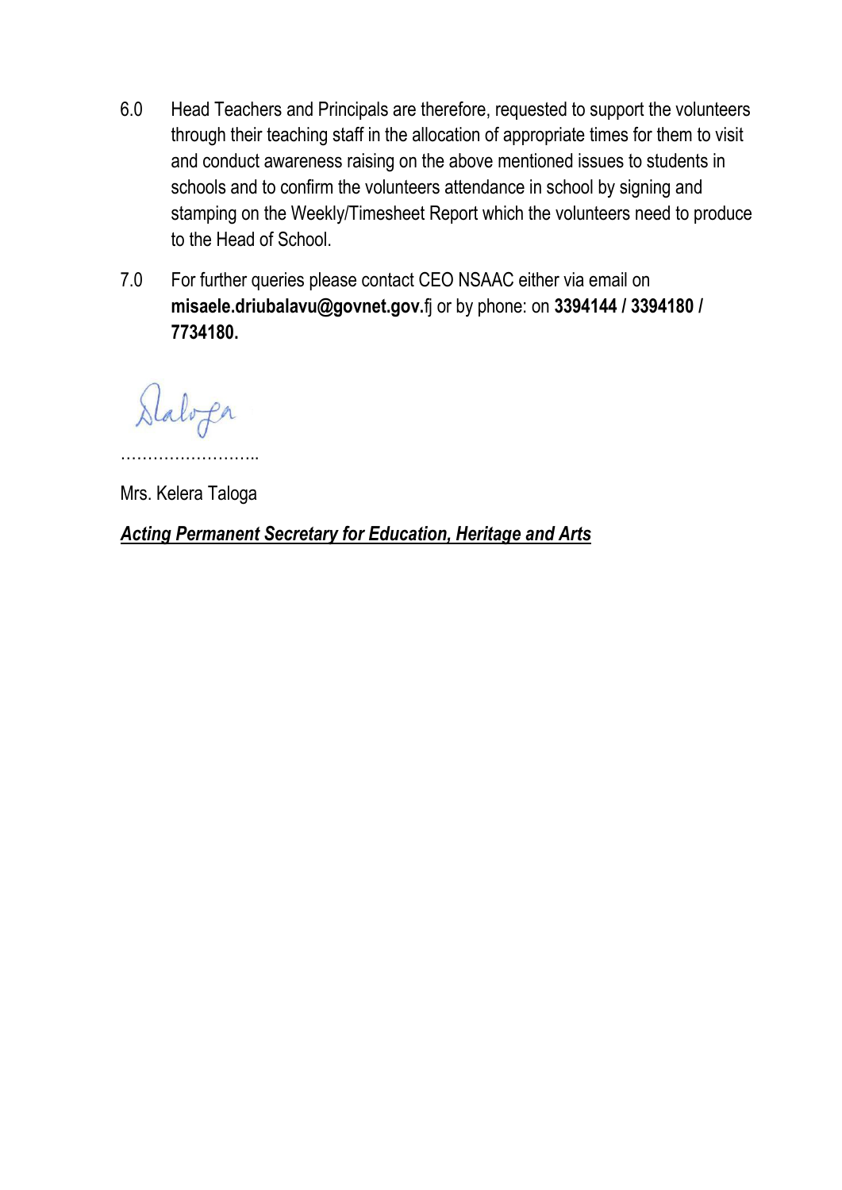6.0 Head Teachers and Principals are therefore, requested to support the volunteers through their teaching staff in the allocation of appropriate times for them to visit and conduct awareness raising on the above mentioned issues to students in schools and to confirm the volunteers attendance in school by signing and stamping on the Weekly/Timesheet Report which the volunteers need to produce to the Head of School.

7.0 For further queries please contact CEO NSAAC either via email on **misaele.driubalavu@govnet.gov.**fj or by phone: on **3394144 / 3394180 / 7734180.**

……………………..

Mrs. Kelera Taloga

***Acting Permanent Secretary for Education, Heritage and Arts***